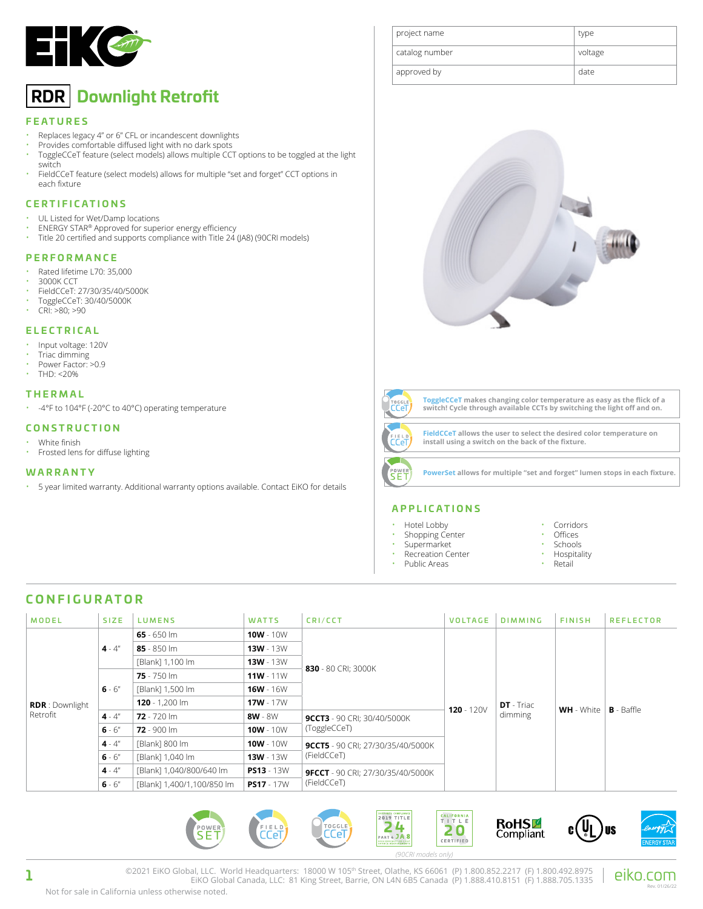# RDR Downlight Retrofit

| project name | type |
|---|---|
| catalog number | voltage |
| approved by | date |

## FEATURES

- Replaces legacy 4" or 6" CFL or incandescent downlights
- Provides comfortable diffused light with no dark spots
- ToggleCCeT feature (select models) allows multiple CCT options to be toggled at the light switch
- FieldCCeT feature (select models) allows for multiple "set and forget" CCT options in each fixture

## CERTIFICATIONS

- UL Listed for Wet/Damp locations
- ENERGY STAR® Approved for superior energy efficiency
- Title 20 certified and supports compliance with Title 24 (JA8) (90CRI models)

## PERFORMANCE

- Rated lifetime L70: 35,000
- 3000K CCT
- FieldCCeT: 27/30/35/40/5000K
- ToggleCCeT: 30/40/5000K
- CRI: >80; >90

## ELECTRICAL

- Input voltage: 120V
- Triac dimming
- Power Factor: >0.9
- THD: <20%

## THERMAL

- -4°F to 104°F (-20°C to 40°C) operating temperature

## CONSTRUCTION

- White finish
- Frosted lens for diffuse lighting

## WARRANTY

- 5 year limited warranty. Additional warranty options available. Contact EiKO for details

**ToggleCCeT** makes changing color temperature as easy as the flick of a switch! Cycle through available CCTs by switching the light off and on.

**FieldCCeT** allows the user to select the desired color temperature on install using a switch on the back of the fixture.

**PowerSet** allows for multiple "set and forget" lumen stops in each fixture.

## APPLICATIONS

- Hotel Lobby
- Shopping Center
- Supermarket
- Recreation Center
- Public Areas
- Corridors
- Offices
- Schools
- Hospitality
- Retail

## CONFIGURATOR

| MODEL | SIZE | LUMENS | WATTS | CRI/CCT | VOLTAGE | DIMMING | FINISH | REFLECTOR |
|---|---|---|---|---|---|---|---|---|
| **RDR** : Downlight Retrofit | **4** - 4" | **65** - 650 lm | **10W** - 10W | **830** - 80 CRI; 3000K | **120** - 120V | **DT** - Triac dimming | **WH** - White | **B** - Baffle |
| | | **85** - 850 lm | **13W** - 13W | | | | | |
| | | [Blank] 1,100 lm | **13W** - 13W | | | | | |
| | **6** - 6" | **75** - 750 lm | **11W** - 11W | | | | | |
| | | [Blank] 1,500 lm | **16W** - 16W | | | | | |
| | | **120** - 1,200 lm | **17W** - 17W | | | | | |
| | **4** - 4" | **72** - 720 lm | **8W** - 8W | **9CCT3** - 90 CRI; 30/40/5000K (ToggleCCeT) | | | | |
| | **6** - 6" | **72** - 900 lm | **10W** - 10W | | | | | |
| | **4** - 4" | [Blank] 800 lm | **10W** - 10W | **9CCT5** - 90 CRI; 27/30/35/40/5000K (FieldCCeT) | | | | |
| | **6** - 6" | [Blank] 1,040 lm | **13W** - 13W | | | | | |
| | **4** - 4" | [Blank] 1,040/800/640 lm | **PS13** - 13W | **9FCCT** - 90 CRI; 27/30/35/40/5000K (FieldCCeT) | | | | |
| | **6** - 6" | [Blank] 1,400/1,100/850 lm | **PS17** - 17W | | | | | |

*(90CRI models only)*

©2021 EiKO Global, LLC. World Headquarters: 18000 W 105th Street, Olathe, KS 66061 (P) 1.800.852.2217 (F) 1.800.492.8975
EiKO Global Canada, LLC: 81 King Street, Barrie, ON L4N 6B5 Canada (P) 1.888.410.8151 (F) 1.888.705.1335

eiko.com

Rev. 01/26/22

Not for sale in California unless otherwise noted.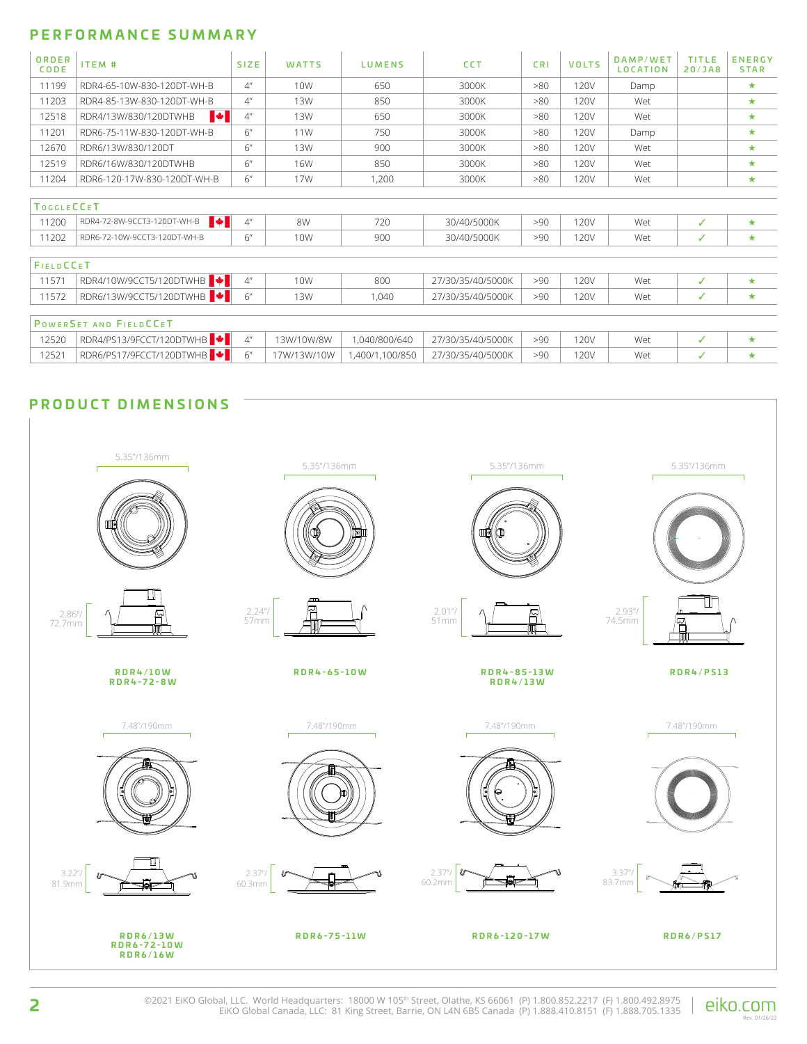## PERFORMANCE SUMMARY

| ORDER CODE | ITEM # | SIZE | WATTS | LUMENS | CCT | CRI | VOLTS | DAMP/WET LOCATION | TITLE 20/JA8 | ENERGY STAR |
|---|---|---|---|---|---|---|---|---|---|---|
| 11199 | RDR4-65-10W-830-120DT-WH-B | 4" | 10W | 650 | 3000K | >80 | 120V | Damp | | ★ |
| 11203 | RDR4-85-13W-830-120DT-WH-B | 4" | 13W | 850 | 3000K | >80 | 120V | Wet | | ★ |
| 12518 | RDR4/13W/830/120DTWHB 🇨🇦 | 4" | 13W | 650 | 3000K | >80 | 120V | Wet | | ★ |
| 11201 | RDR6-75-11W-830-120DT-WH-B | 6" | 11W | 750 | 3000K | >80 | 120V | Damp | | ★ |
| 12670 | RDR6/13W/830/120DT | 6" | 13W | 900 | 3000K | >80 | 120V | Wet | | ★ |
| 12519 | RDR6/16W/830/120DTWHB | 6" | 16W | 850 | 3000K | >80 | 120V | Wet | | ★ |
| 11204 | RDR6-120-17W-830-120DT-WH-B | 6" | 17W | 1,200 | 3000K | >80 | 120V | Wet | | ★ |
| **ToggleCCeT** | | | | | | | | | | |
| 11200 | RDR4-72-8W-9CCT3-120DT-WH-B 🇨🇦 | 4" | 8W | 720 | 30/40/5000K | >90 | 120V | Wet | ✓ | ★ |
| 11202 | RDR6-72-10W-9CCT3-120DT-WH-B | 6" | 10W | 900 | 30/40/5000K | >90 | 120V | Wet | ✓ | ★ |
| **FieldCCeT** | | | | | | | | | | |
| 11571 | RDR4/10W/9CCT5/120DTWHB 🇨🇦 | 4" | 10W | 800 | 27/30/35/40/5000K | >90 | 120V | Wet | ✓ | ★ |
| 11572 | RDR6/13W/9CCT5/120DTWHB 🇨🇦 | 6" | 13W | 1,040 | 27/30/35/40/5000K | >90 | 120V | Wet | ✓ | ★ |
| **PowerSet and FieldCCeT** | | | | | | | | | | |
| 12520 | RDR4/PS13/9FCCT/120DTWHB 🇨🇦 | 4" | 13W/10W/8W | 1,040/800/640 | 27/30/35/40/5000K | >90 | 120V | Wet | ✓ | ★ |
| 12521 | RDR6/PS17/9FCCT/120DTWHB 🇨🇦 | 6" | 17W/13W/10W | 1,400/1,100/850 | 27/30/35/40/5000K | >90 | 120V | Wet | ✓ | ★ |

## PRODUCT DIMENSIONS

5.35"/136mm
2.86"/72.7mm
**RDR4/10W**
**RDR4-72-8W**

5.35"/136mm
2.24"/57mm
**RDR4-65-10W**

5.35"/136mm
2.01"/51mm
**RDR4-85-13W**
**RDR4/13W**

5.35"/136mm
2.93"/74.5mm
**RDR4/PS13**

7.48"/190mm
3.22"/81.9mm
**RDR6/13W**
**RDR6-72-10W**
**RDR6/16W**

7.48"/190mm
2.37"/60.3mm
**RDR6-75-11W**

7.48"/190mm
2.37"/60.2mm
**RDR6-120-17W**

7.48"/190mm
3.37"/83.7mm
**RDR6/PS17**

©2021 EiKO Global, LLC. World Headquarters: 18000 W 105th Street, Olathe, KS 66061 (P) 1.800.852.2217 (F) 1.800.492.8975
EiKO Global Canada, LLC: 81 King Street, Barrie, ON L4N 6B5 Canada (P) 1.888.410.8151 (F) 1.888.705.1335

eiko.com
Rev. 01/26/22